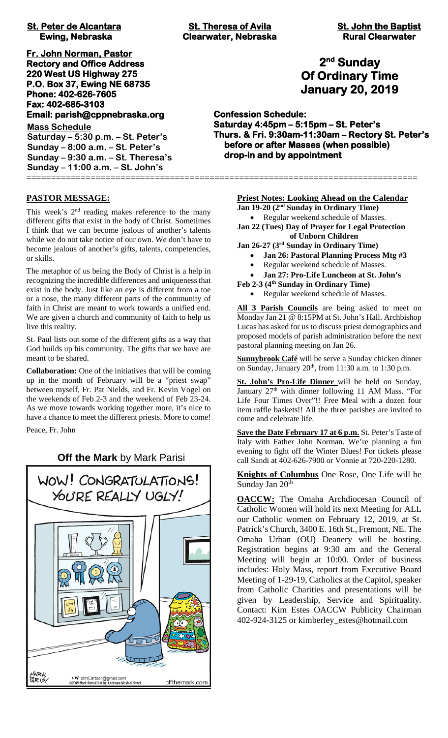**St. Peter de Alcantara**
**Ewing, Nebraska**

**St. Theresa of Avila**
**Clearwater, Nebraska**

**St. John the Baptist**
**Rural Clearwater**

**Fr. John Norman, Pastor**
**Rectory and Office Address**
**220 West US Highway 275**
**P.O. Box 37, Ewing NE 68735**
**Phone: 402-626-7605**
**Fax: 402-685-3103**
**Email: parish@cppnebraska.org**

**Mass Schedule**
**Saturday – 5:30 p.m. – St. Peter's**
**Sunday – 8:00 a.m. – St. Peter's**
**Sunday – 9:30 a.m. – St. Theresa's**
**Sunday – 11:00 a.m. – St. John's**

# 2nd Sunday Of Ordinary Time January 20, 2019

**Confession Schedule:**
**Saturday 4:45pm – 5:15pm – St. Peter's**
**Thurs. & Fri. 9:30am-11:30am – Rectory St. Peter's**
**before or after Masses (when possible)**
**drop-in and by appointment**

## PASTOR MESSAGE:

This week's 2nd reading makes reference to the many different gifts that exist in the body of Christ. Sometimes I think that we can become jealous of another's talents while we do not take notice of our own. We don't have to become jealous of another's gifts, talents, competencies, or skills.

The metaphor of us being the Body of Christ is a help in recognizing the incredible differences and uniqueness that exist in the body. Just like an eye is different from a toe or a nose, the many different parts of the community of faith in Christ are meant to work towards a unified end. We are given a church and community of faith to help us live this reality.

St. Paul lists out some of the different gifts as a way that God builds up his community. The gifts that we have are meant to be shared.

**Collaboration:** One of the initiatives that will be coming up in the month of February will be a "priest swap" between myself, Fr. Pat Nields, and Fr. Kevin Vogel on the weekends of Feb 2-3 and the weekend of Feb 23-24. As we move towards working together more, it's nice to have a chance to meet the different priests. More to come!

Peace, Fr. John

**Off the Mark** by Mark Parisi

WOW! CONGRATULATIONS! YOU'RE REALLY UGLY!

## Priest Notes: Looking Ahead on the Calendar

**Jan 19-20 (2nd Sunday in Ordinary Time)**
- Regular weekend schedule of Masses.

**Jan 22 (Tues) Day of Prayer for Legal Protection of Unborn Children**

**Jan 26-27 (3rd Sunday in Ordinary Time)**
- **Jan 26: Pastoral Planning Process Mtg #3**
- Regular weekend schedule of Masses.
- **Jan 27: Pro-Life Luncheon at St. John's**

**Feb 2-3 (4th Sunday in Ordinary Time)**
- Regular weekend schedule of Masses.

**All 3 Parish Councils** are being asked to meet on Monday Jan 21 @ 8:15PM at St. John's Hall. Archbishop Lucas has asked for us to discuss priest demographics and proposed models of parish administration before the next pastoral planning meeting on Jan 26.

**Sunnybrook Café** will be serve a Sunday chicken dinner on Sunday, January 20th, from 11:30 a.m. to 1:30 p.m.

**St. John's Pro-Life Dinner** will be held on Sunday, January 27th with dinner following 11 AM Mass. "For Life Four Times Over"!! Free Meal with a dozen four item raffle baskets!! All the three parishes are invited to come and celebrate life.

**Save the Date February 17 at 6 p.m.** St. Peter's Taste of Italy with Father John Norman. We're planning a fun evening to fight off the Winter Blues! For tickets please call Sandi at 402-626-7900 or Vonnie at 720-220-1280.

**Knights of Columbus** One Rose, One Life will be Sunday Jan 20th

**OACCW:** The Omaha Archdiocesan Council of Catholic Women will hold its next Meeting for ALL our Catholic women on February 12, 2019, at St. Patrick's Church, 3400 E. 16th St., Fremont, NE. The Omaha Urban (OU) Deanery will be hosting. Registration begins at 9:30 am and the General Meeting will begin at 10:00. Order of business includes: Holy Mass, report from Executive Board Meeting of 1-29-19, Catholics at the Capitol, speaker from Catholic Charities and presentations will be given by Leadership, Service and Spirituality. Contact: Kim Estes OACCW Publicity Chairman 402-924-3125 or kimberley_estes@hotmail.com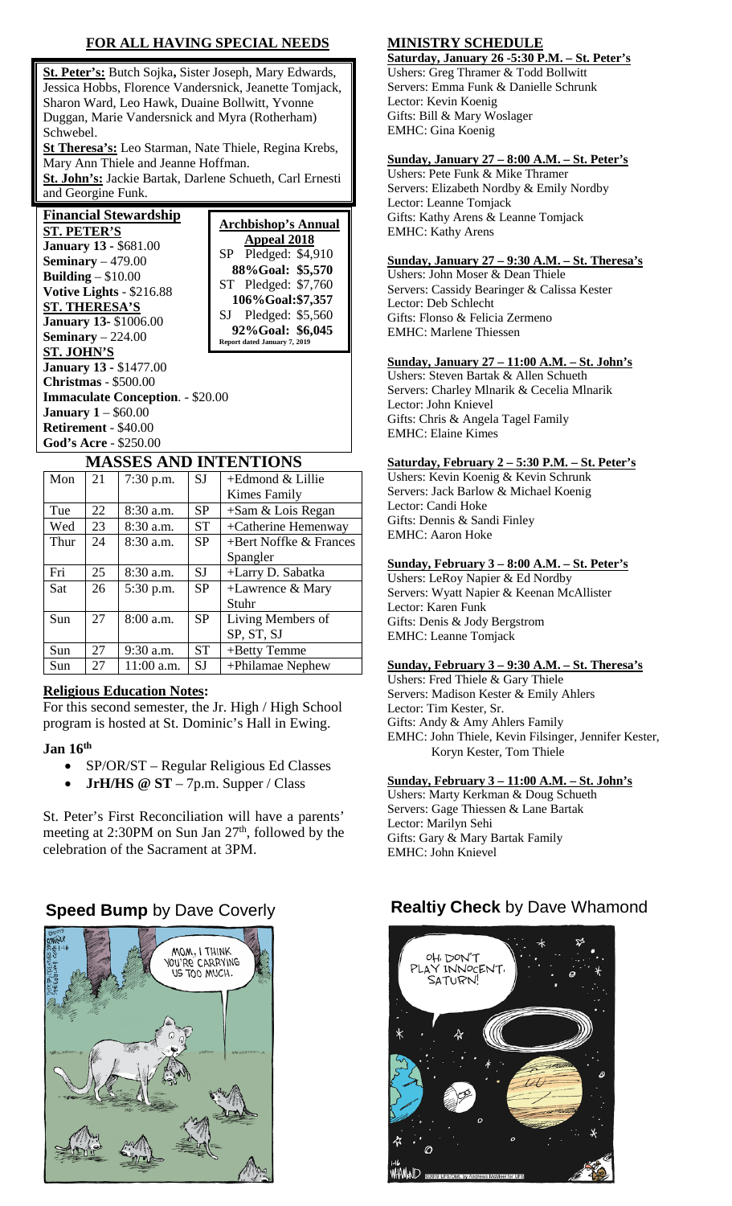## FOR ALL HAVING SPECIAL NEEDS

**St. Peter's:** Butch Sojka**,** Sister Joseph, Mary Edwards, Jessica Hobbs, Florence Vandersnick, Jeanette Tomjack, Sharon Ward, Leo Hawk, Duaine Bollwitt, Yvonne Duggan, Marie Vandersnick and Myra (Rotherham) Schwebel.

**St Theresa's:** Leo Starman, Nate Thiele, Regina Krebs, Mary Ann Thiele and Jeanne Hoffman.

**St. John's:** Jackie Bartak, Darlene Schueth, Carl Ernesti and Georgine Funk.

**Financial Stewardship**

**ST. PETER'S**
**January 13 -** $681.00
**Seminary** – 479.00
**Building** – $10.00
**Votive Lights** - $216.88

**ST. THERESA'S**
**January 13-** $1006.00
**Seminary** – 224.00

**ST. JOHN'S**
**January 13 -** $1477.00
**Christmas** - $500.00
**Immaculate Conception**. - $20.00
**January 1** – $60.00
**Retirement** - $40.00
**God's Acre** - $250.00

**Archbishop's Annual Appeal 2018**
SP Pledged: $4,910
**88%Goal: $5,570**
ST Pledged: $7,760
**106%Goal:$7,357**
SJ Pledged: $5,560
**92%Goal: $6,045**
**Report dated January 7, 2019**

## MASSES AND INTENTIONS

| | | | | |
|---|---|---|---|---|
| Mon | 21 | 7:30 p.m. | SJ | +Edmond & Lillie Kimes Family |
| Tue | 22 | 8:30 a.m. | SP | +Sam & Lois Regan |
| Wed | 23 | 8:30 a.m. | ST | +Catherine Hemenway |
| Thur | 24 | 8:30 a.m. | SP | +Bert Noffke & Frances Spangler |
| Fri | 25 | 8:30 a.m. | SJ | +Larry D. Sabatka |
| Sat | 26 | 5:30 p.m. | SP | +Lawrence & Mary Stuhr |
| Sun | 27 | 8:00 a.m. | SP | Living Members of SP, ST, SJ |
| Sun | 27 | 9:30 a.m. | ST | +Betty Temme |
| Sun | 27 | 11:00 a.m. | SJ | +Philamae Nephew |

### Religious Education Notes:

For this second semester, the Jr. High / High School program is hosted at St. Dominic's Hall in Ewing.

**Jan 16th**

- SP/OR/ST – Regular Religious Ed Classes
- **JrH/HS @ ST** – 7p.m. Supper / Class

St. Peter's First Reconciliation will have a parents' meeting at 2:30PM on Sun Jan 27th, followed by the celebration of the Sacrament at 3PM.

## MINISTRY SCHEDULE

**Saturday, January 26 -5:30 P.M. – St. Peter's**
Ushers: Greg Thramer & Todd Bollwitt
Servers: Emma Funk & Danielle Schrunk
Lector: Kevin Koenig
Gifts: Bill & Mary Woslager
EMHC: Gina Koenig

**Sunday, January 27 – 8:00 A.M. – St. Peter's**
Ushers: Pete Funk & Mike Thramer
Servers: Elizabeth Nordby & Emily Nordby
Lector: Leanne Tomjack
Gifts: Kathy Arens & Leanne Tomjack
EMHC: Kathy Arens

**Sunday, January 27 – 9:30 A.M. – St. Theresa's**
Ushers: John Moser & Dean Thiele
Servers: Cassidy Bearinger & Calissa Kester
Lector: Deb Schlecht
Gifts: Flonso & Felicia Zermeno
EMHC: Marlene Thiessen

**Sunday, January 27 – 11:00 A.M. – St. John's**
Ushers: Steven Bartak & Allen Schueth
Servers: Charley Mlnarik & Cecelia Mlnarik
Lector: John Knievel
Gifts: Chris & Angela Tagel Family
EMHC: Elaine Kimes

**Saturday, February 2 – 5:30 P.M. – St. Peter's**
Ushers: Kevin Koenig & Kevin Schrunk
Servers: Jack Barlow & Michael Koenig
Lector: Candi Hoke
Gifts: Dennis & Sandi Finley
EMHC: Aaron Hoke

**Sunday, February 3 – 8:00 A.M. – St. Peter's**
Ushers: LeRoy Napier & Ed Nordby
Servers: Wyatt Napier & Keenan McAllister
Lector: Karen Funk
Gifts: Denis & Jody Bergstrom
EMHC: Leanne Tomjack

**Sunday, February 3 – 9:30 A.M. – St. Theresa's**
Ushers: Fred Thiele & Gary Thiele
Servers: Madison Kester & Emily Ahlers
Lector: Tim Kester, Sr.
Gifts: Andy & Amy Ahlers Family
EMHC: John Thiele, Kevin Filsinger, Jennifer Kester, Koryn Kester, Tom Thiele

**Sunday, February 3 – 11:00 A.M. – St. John's**
Ushers: Marty Kerkman & Doug Schueth
Servers: Gage Thiessen & Lane Bartak
Lector: Marilyn Sehi
Gifts: Gary & Mary Bartak Family
EMHC: John Knievel

## Speed Bump by Dave Coverly

## Realtiy Check by Dave Whamond